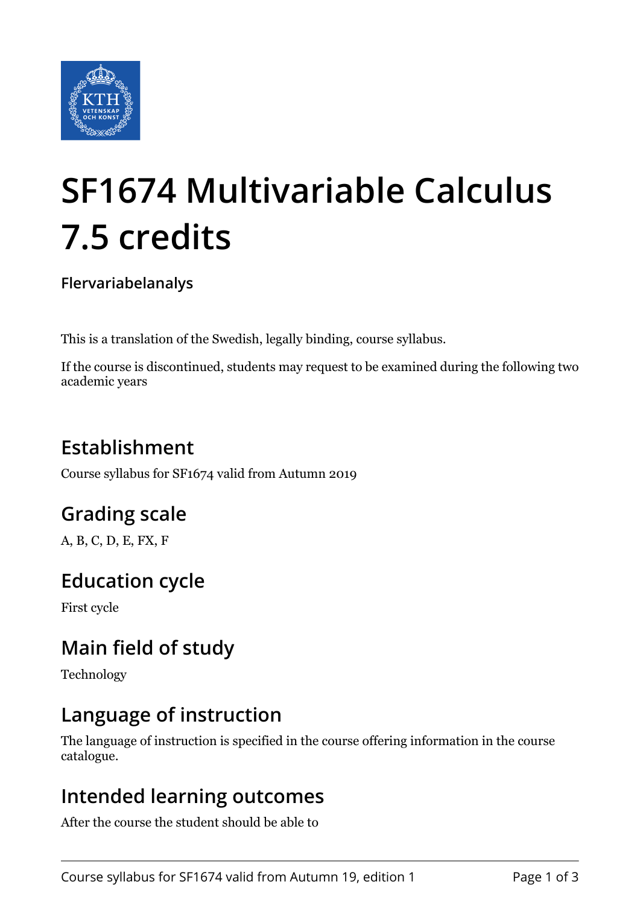# SF1674 Multivariable Calculus 7.5 credits

**Flervariabelanalys**

This is a translation of the Swedish, legally binding, course syllabus.

If the course is discontinued, students may request to be examined during the following two academic years

## Establishment

Course syllabus for SF1674 valid from Autumn 2019

## Grading scale

A, B, C, D, E, FX, F

## Education cycle

First cycle

## Main field of study

Technology

## Language of instruction

The language of instruction is specified in the course offering information in the course catalogue.

## Intended learning outcomes

After the course the student should be able to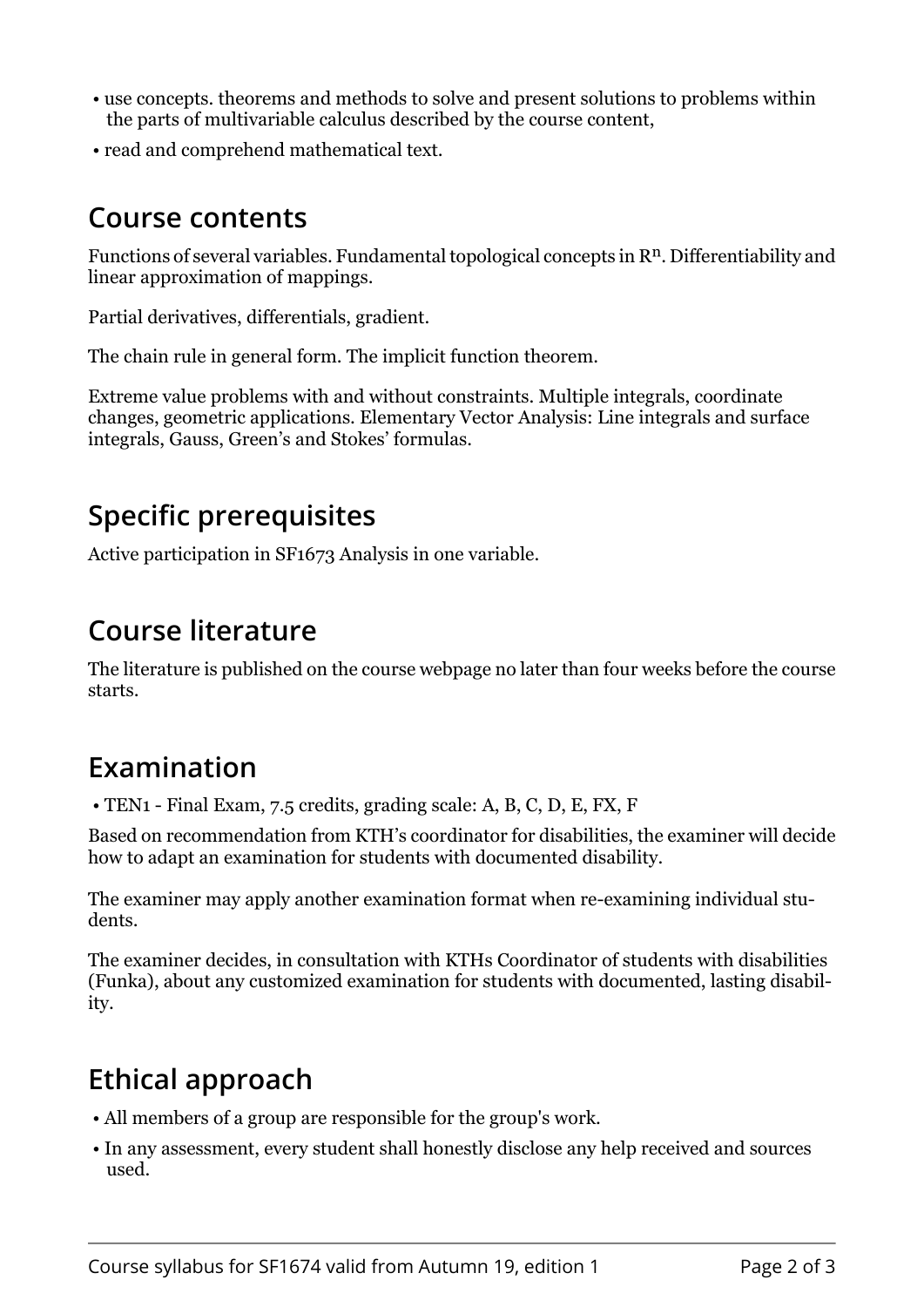- use concepts. theorems and methods to solve and present solutions to problems within the parts of multivariable calculus described by the course content,
- read and comprehend mathematical text.

## Course contents

Functions of several variables. Fundamental topological concepts in $R^n$. Differentiability and linear approximation of mappings.

Partial derivatives, differentials, gradient.

The chain rule in general form. The implicit function theorem.

Extreme value problems with and without constraints. Multiple integrals, coordinate changes, geometric applications. Elementary Vector Analysis: Line integrals and surface integrals, Gauss, Green's and Stokes' formulas.

## Specific prerequisites

Active participation in SF1673 Analysis in one variable.

## Course literature

The literature is published on the course webpage no later than four weeks before the course starts.

## Examination

- TEN1 - Final Exam, 7.5 credits, grading scale: A, B, C, D, E, FX, F

Based on recommendation from KTH's coordinator for disabilities, the examiner will decide how to adapt an examination for students with documented disability.

The examiner may apply another examination format when re-examining individual students.

The examiner decides, in consultation with KTHs Coordinator of students with disabilities (Funka), about any customized examination for students with documented, lasting disability.

## Ethical approach

- All members of a group are responsible for the group's work.
- In any assessment, every student shall honestly disclose any help received and sources used.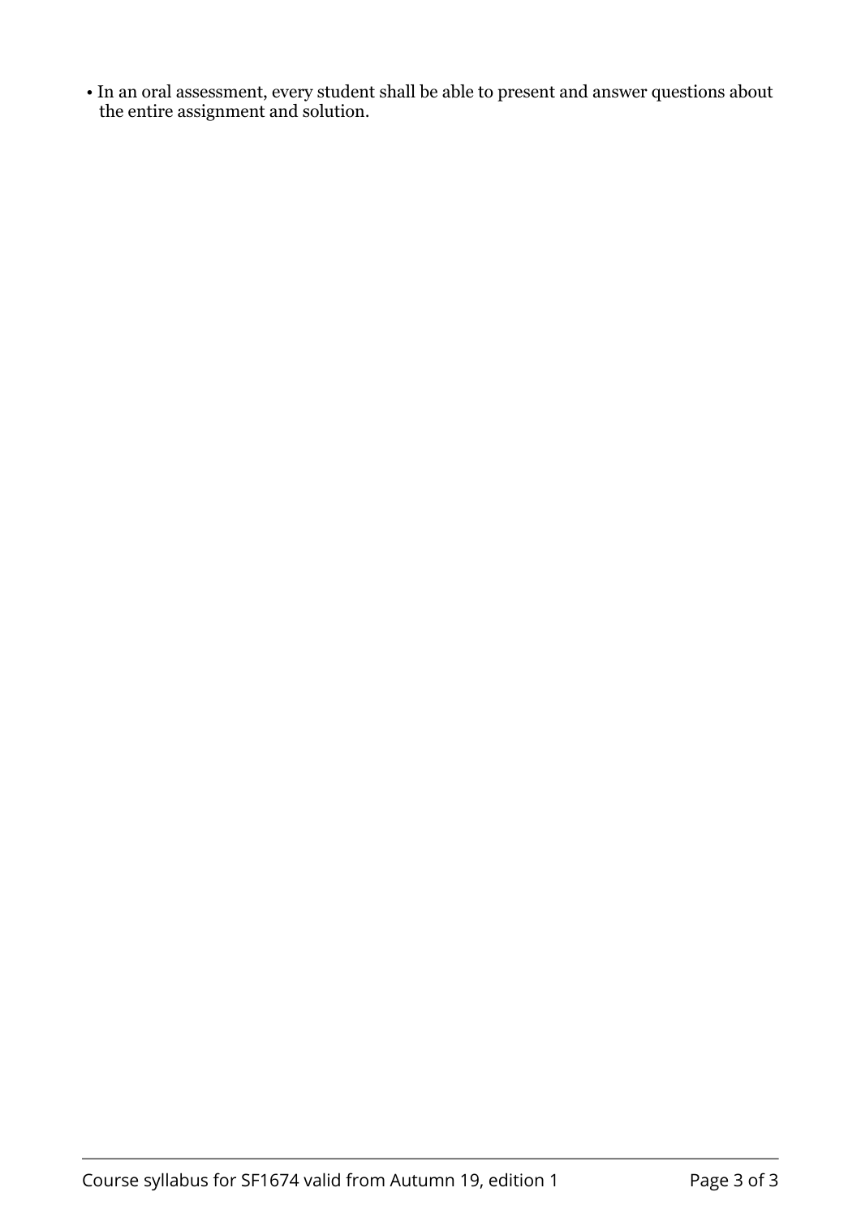- In an oral assessment, every student shall be able to present and answer questions about the entire assignment and solution.